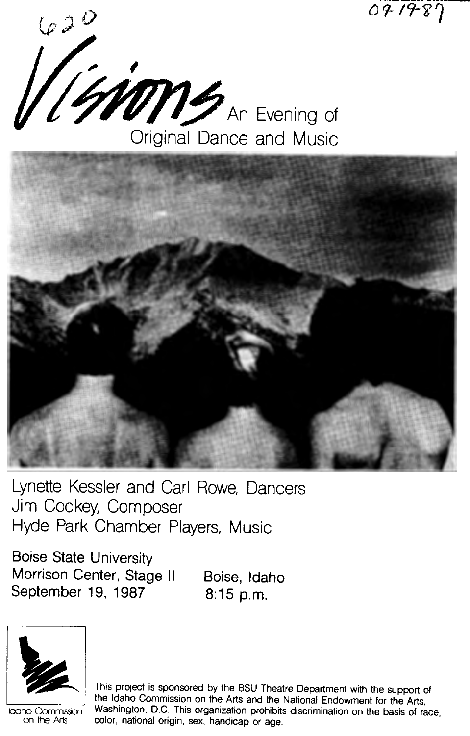620

07-19-87

# Visions

## An Evening of Original Dance and Music

Lynette Kessler and Carl Rowe, Dancers
Jim Cockey, Composer
Hyde Park Chamber Players, Music

Boise State University
Morrison Center, Stage II
September 19, 1987

Boise, Idaho
8:15 p.m.

Idaho Commission on the Arts

This project is sponsored by the BSU Theatre Department with the support of the Idaho Commission on the Arts and the National Endowment for the Arts, Washington, D.C. This organization prohibits discrimination on the basis of race, color, national origin, sex, handicap or age.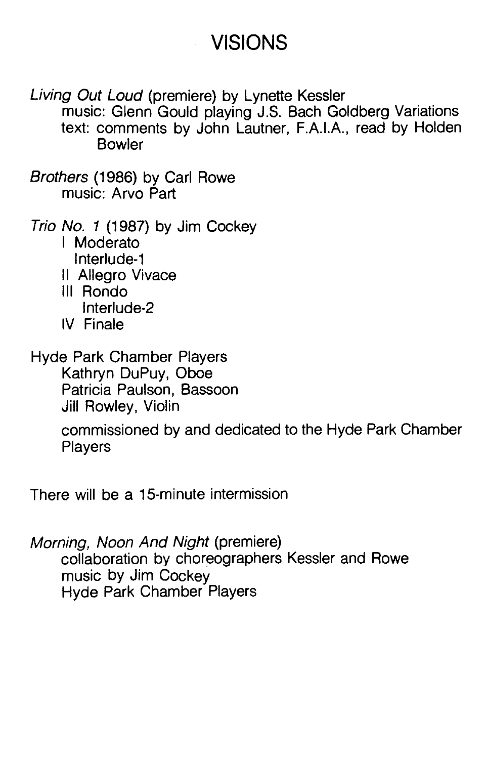# VISIONS

*Living Out Loud* (premiere) by Lynette Kessler
music: Glenn Gould playing J.S. Bach Goldberg Variations
text: comments by John Lautner, F.A.I.A., read by Holden Bowler

*Brothers* (1986) by Carl Rowe
music: Arvo Part

*Trio No. 1* (1987) by Jim Cockey
- I Moderato
  - Interlude-1
- II Allegro Vivace
- III Rondo
  - Interlude-2
- IV Finale

Hyde Park Chamber Players
Kathryn DuPuy, Oboe
Patricia Paulson, Bassoon
Jill Rowley, Violin

commissioned by and dedicated to the Hyde Park Chamber Players

There will be a 15-minute intermission

*Morning, Noon And Night* (premiere)
collaboration by choreographers Kessler and Rowe
music by Jim Cockey
Hyde Park Chamber Players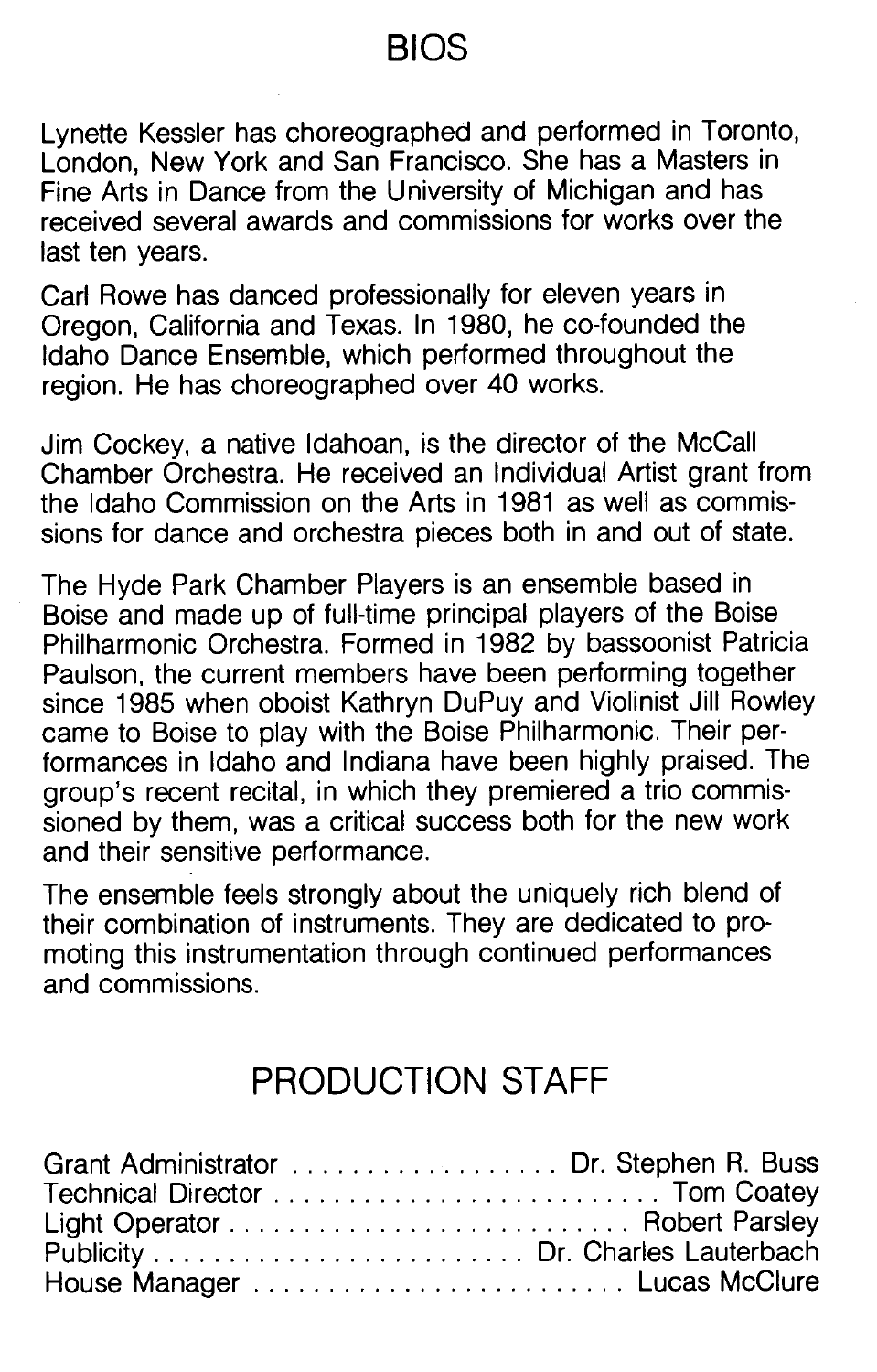# BIOS

Lynette Kessler has choreographed and performed in Toronto, London, New York and San Francisco. She has a Masters in Fine Arts in Dance from the University of Michigan and has received several awards and commissions for works over the last ten years.

Carl Rowe has danced professionally for eleven years in Oregon, California and Texas. In 1980, he co-founded the Idaho Dance Ensemble, which performed throughout the region. He has choreographed over 40 works.

Jim Cockey, a native Idahoan, is the director of the McCall Chamber Orchestra. He received an Individual Artist grant from the Idaho Commission on the Arts in 1981 as well as commissions for dance and orchestra pieces both in and out of state.

The Hyde Park Chamber Players is an ensemble based in Boise and made up of full-time principal players of the Boise Philharmonic Orchestra. Formed in 1982 by bassoonist Patricia Paulson, the current members have been performing together since 1985 when oboist Kathryn DuPuy and Violinist Jill Rowley came to Boise to play with the Boise Philharmonic. Their performances in Idaho and Indiana have been highly praised. The group's recent recital, in which they premiered a trio commissioned by them, was a critical success both for the new work and their sensitive performance.

The ensemble feels strongly about the uniquely rich blend of their combination of instruments. They are dedicated to promoting this instrumentation through continued performances and commissions.

# PRODUCTION STAFF

Grant Administrator .................. Dr. Stephen R. Buss
Technical Director .......................... Tom Coatey
Light Operator ........................... Robert Parsley
Publicity ......................... Dr. Charles Lauterbach
House Manager ......................... Lucas McClure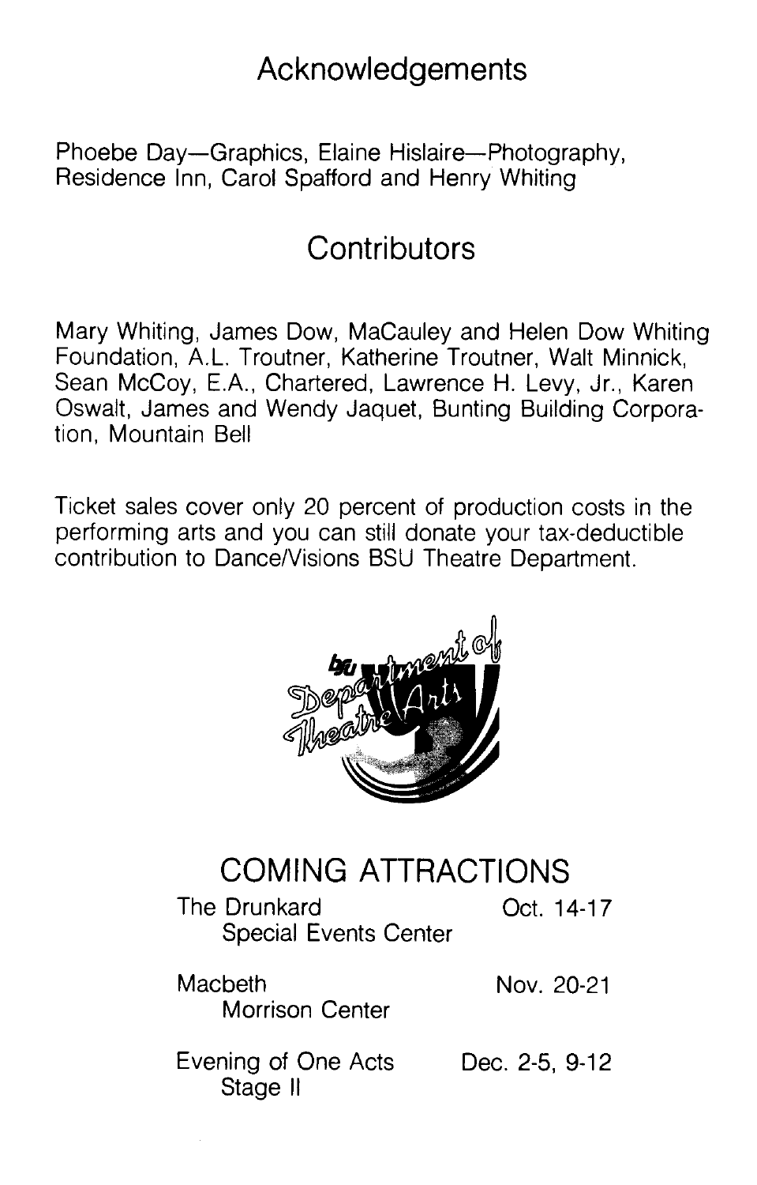# Acknowledgements

Phoebe Day—Graphics, Elaine Hislaire—Photography, Residence Inn, Carol Spafford and Henry Whiting

# Contributors

Mary Whiting, James Dow, MaCauley and Helen Dow Whiting Foundation, A.L. Troutner, Katherine Troutner, Walt Minnick, Sean McCoy, E.A., Chartered, Lawrence H. Levy, Jr., Karen Oswalt, James and Wendy Jaquet, Bunting Building Corporation, Mountain Bell

Ticket sales cover only 20 percent of production costs in the performing arts and you can still donate your tax-deductible contribution to Dance/Visions BSU Theatre Department.

# COMING ATTRACTIONS

| | |
|---|---|
| The Drunkard<br>Special Events Center | Oct. 14-17 |
| Macbeth<br>Morrison Center | Nov. 20-21 |
| Evening of One Acts<br>Stage II | Dec. 2-5, 9-12 |